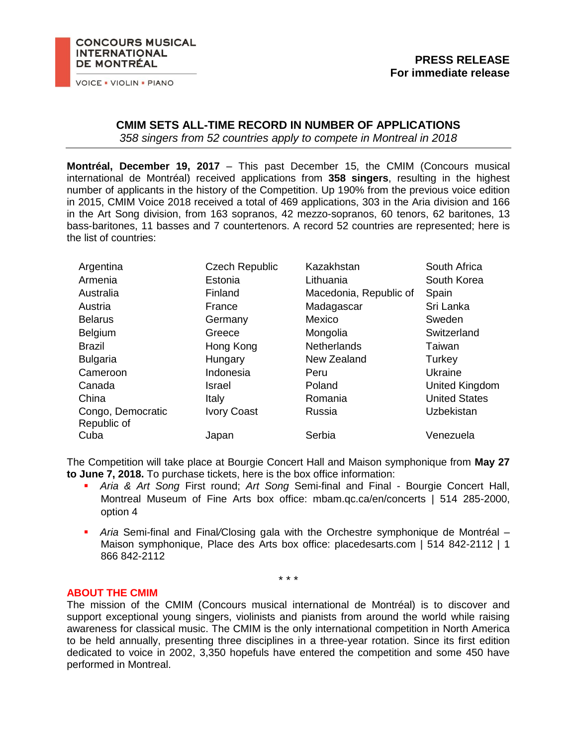CONCOURS MUSICAL INTERNATIONAL DE MONTRÉAL

VOICE ▪ VIOLIN ▪ PIANO

**PRESS RELEASE**
**For immediate release**

# CMIM SETS ALL-TIME RECORD IN NUMBER OF APPLICATIONS

*358 singers from 52 countries apply to compete in Montreal in 2018*

**Montréal, December 19, 2017** – This past December 15, the CMIM (Concours musical international de Montréal) received applications from **358 singers**, resulting in the highest number of applicants in the history of the Competition. Up 190% from the previous voice edition in 2015, CMIM Voice 2018 received a total of 469 applications, 303 in the Aria division and 166 in the Art Song division, from 163 sopranos, 42 mezzo-sopranos, 60 tenors, 62 baritones, 13 bass-baritones, 11 basses and 7 countertenors. A record 52 countries are represented; here is the list of countries:

| | | | |
|---|---|---|---|
| Argentina | Czech Republic | Kazakhstan | South Africa |
| Armenia | Estonia | Lithuania | South Korea |
| Australia | Finland | Macedonia, Republic of | Spain |
| Austria | France | Madagascar | Sri Lanka |
| Belarus | Germany | Mexico | Sweden |
| Belgium | Greece | Mongolia | Switzerland |
| Brazil | Hong Kong | Netherlands | Taiwan |
| Bulgaria | Hungary | New Zealand | Turkey |
| Cameroon | Indonesia | Peru | Ukraine |
| Canada | Israel | Poland | United Kingdom |
| China | Italy | Romania | United States |
| Congo, Democratic Republic of | Ivory Coast | Russia | Uzbekistan |
| Cuba | Japan | Serbia | Venezuela |

The Competition will take place at Bourgie Concert Hall and Maison symphonique from **May 27 to June 7, 2018.** To purchase tickets, here is the box office information:

- *Aria & Art Song* First round; *Art Song* Semi-final and Final - Bourgie Concert Hall, Montreal Museum of Fine Arts box office: mbam.qc.ca/en/concerts | 514 285-2000, option 4
- *Aria* Semi-final and Final/Closing gala with the Orchestre symphonique de Montréal – Maison symphonique, Place des Arts box office: placedesarts.com | 514 842-2112 | 1 866 842-2112

\* \* \*

## ABOUT THE CMIM

The mission of the CMIM (Concours musical international de Montréal) is to discover and support exceptional young singers, violinists and pianists from around the world while raising awareness for classical music. The CMIM is the only international competition in North America to be held annually, presenting three disciplines in a three-year rotation. Since its first edition dedicated to voice in 2002, 3,350 hopefuls have entered the competition and some 450 have performed in Montreal.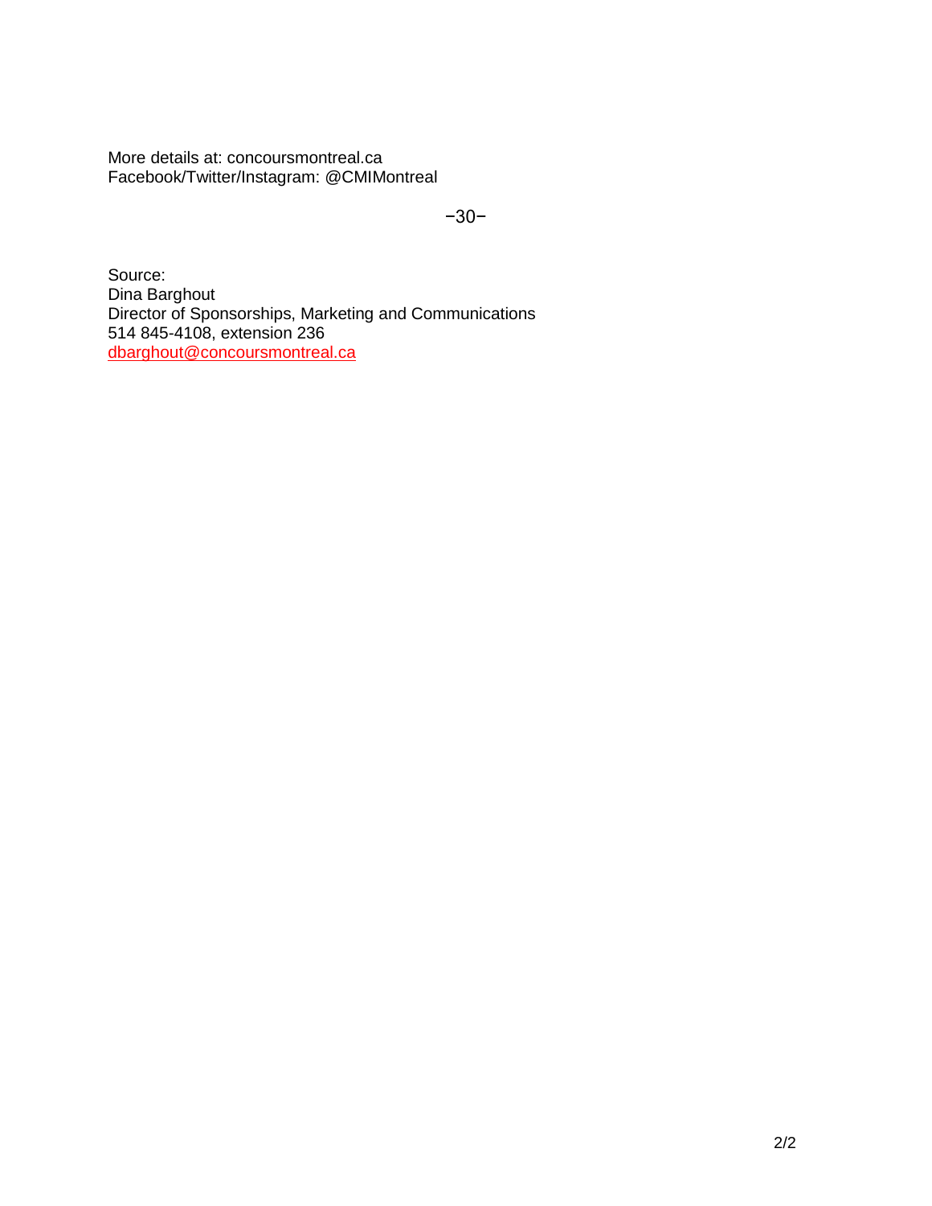More details at: concoursmontreal.ca
Facebook/Twitter/Instagram: @CMIMontreal

−30−

Source:
Dina Barghout
Director of Sponsorships, Marketing and Communications
514 845-4108, extension 236
dbarghout@concoursmontreal.ca